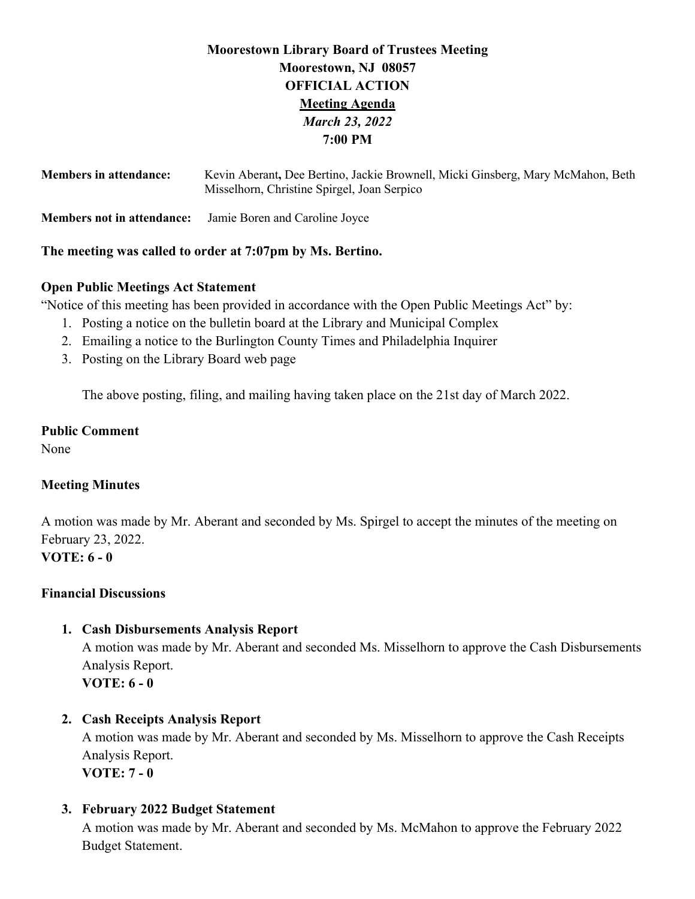**Moorestown Library Board of Trustees Meeting**
**Moorestown, NJ 08057**
**OFFICIAL ACTION**
**Meeting Agenda**
***March 23, 2022***
**7:00 PM**

**Members in attendance:** Kevin Aberant**,** Dee Bertino, Jackie Brownell, Micki Ginsberg, Mary McMahon, Beth Misselhorn, Christine Spirgel, Joan Serpico

**Members not in attendance:** Jamie Boren and Caroline Joyce

**The meeting was called to order at 7:07pm by Ms. Bertino.**

**Open Public Meetings Act Statement**

"Notice of this meeting has been provided in accordance with the Open Public Meetings Act" by:

1. Posting a notice on the bulletin board at the Library and Municipal Complex
2. Emailing a notice to the Burlington County Times and Philadelphia Inquirer
3. Posting on the Library Board web page

The above posting, filing, and mailing having taken place on the 21st day of March 2022.

**Public Comment**

None

**Meeting Minutes**

A motion was made by Mr. Aberant and seconded by Ms. Spirgel to accept the minutes of the meeting on February 23, 2022.

**VOTE: 6 - 0**

**Financial Discussions**

1. **Cash Disbursements Analysis Report**
   A motion was made by Mr. Aberant and seconded Ms. Misselhorn to approve the Cash Disbursements Analysis Report.
   **VOTE: 6 - 0**

2. **Cash Receipts Analysis Report**
   A motion was made by Mr. Aberant and seconded by Ms. Misselhorn to approve the Cash Receipts Analysis Report.
   **VOTE: 7 - 0**

3. **February 2022 Budget Statement**
   A motion was made by Mr. Aberant and seconded by Ms. McMahon to approve the February 2022 Budget Statement.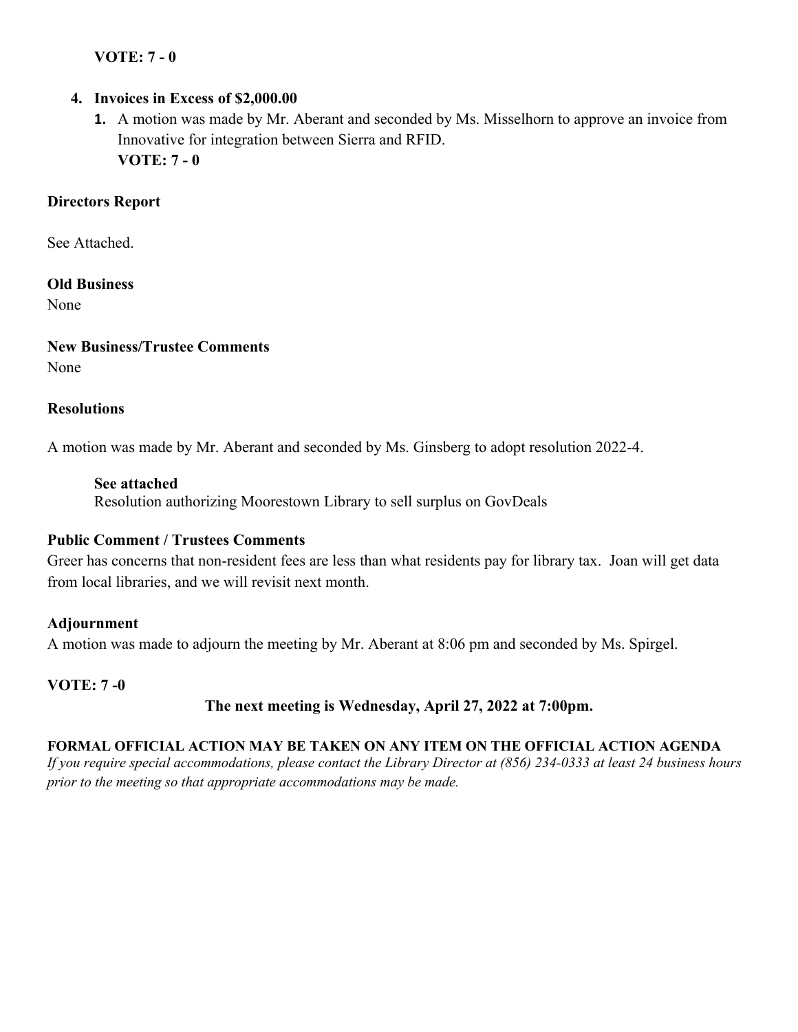**VOTE: 7 - 0**

4. **Invoices in Excess of $2,000.00**
    1. A motion was made by Mr. Aberant and seconded by Ms. Misselhorn to approve an invoice from Innovative for integration between Sierra and RFID.
    **VOTE: 7 - 0**

**Directors Report**

See Attached.

**Old Business**

None

**New Business/Trustee Comments**

None

**Resolutions**

A motion was made by Mr. Aberant and seconded by Ms. Ginsberg to adopt resolution 2022-4.

> **See attached**
> Resolution authorizing Moorestown Library to sell surplus on GovDeals

**Public Comment / Trustees Comments**

Greer has concerns that non-resident fees are less than what residents pay for library tax. Joan will get data from local libraries, and we will revisit next month.

**Adjournment**

A motion was made to adjourn the meeting by Mr. Aberant at 8:06 pm and seconded by Ms. Spirgel.

**VOTE: 7 -0**

**The next meeting is Wednesday, April 27, 2022 at 7:00pm.**

**FORMAL OFFICIAL ACTION MAY BE TAKEN ON ANY ITEM ON THE OFFICIAL ACTION AGENDA**

*If you require special accommodations, please contact the Library Director at (856) 234-0333 at least 24 business hours prior to the meeting so that appropriate accommodations may be made.*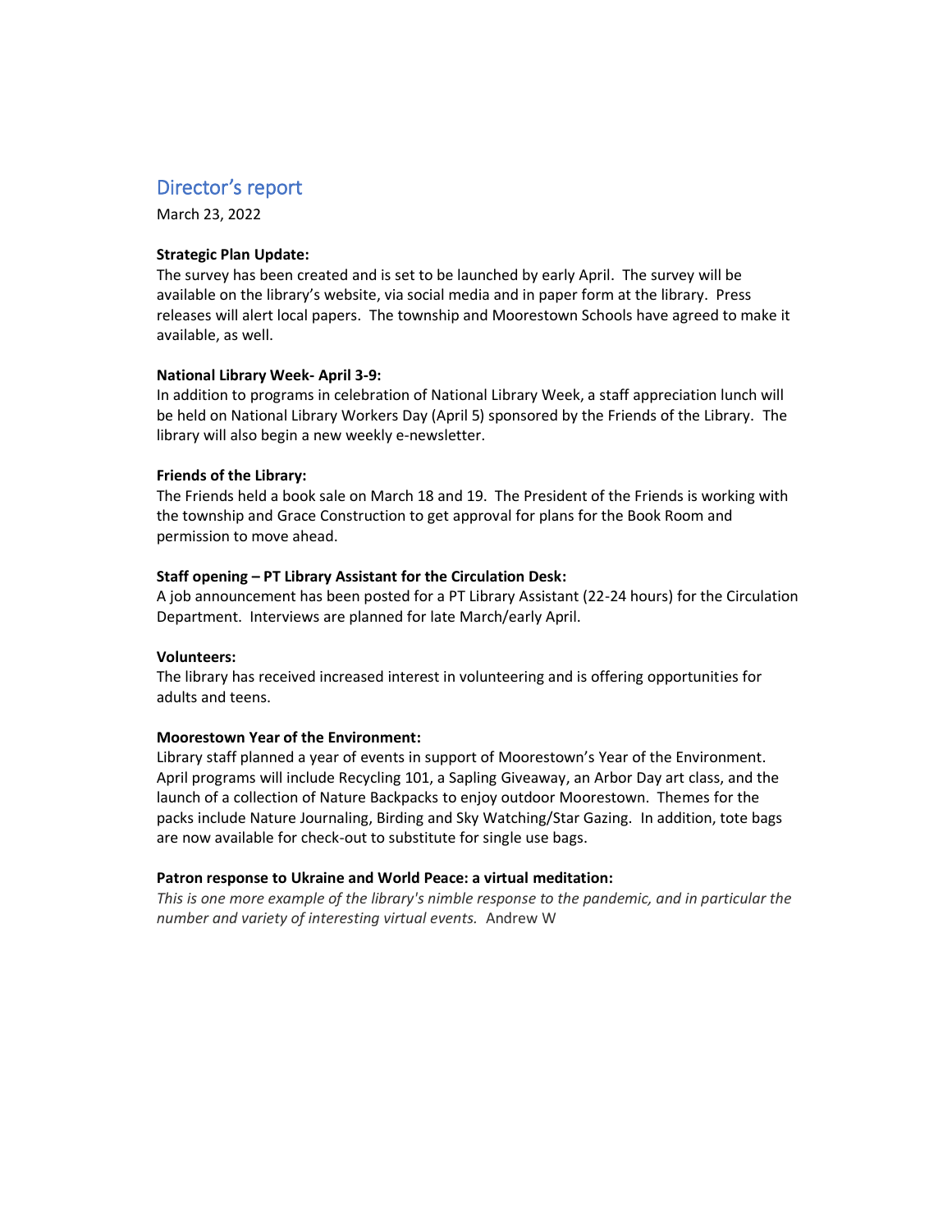## Director's report

March 23, 2022

**Strategic Plan Update:**
The survey has been created and is set to be launched by early April. The survey will be available on the library's website, via social media and in paper form at the library. Press releases will alert local papers. The township and Moorestown Schools have agreed to make it available, as well.

**National Library Week- April 3-9:**
In addition to programs in celebration of National Library Week, a staff appreciation lunch will be held on National Library Workers Day (April 5) sponsored by the Friends of the Library. The library will also begin a new weekly e-newsletter.

**Friends of the Library:**
The Friends held a book sale on March 18 and 19. The President of the Friends is working with the township and Grace Construction to get approval for plans for the Book Room and permission to move ahead.

**Staff opening – PT Library Assistant for the Circulation Desk:**
A job announcement has been posted for a PT Library Assistant (22-24 hours) for the Circulation Department. Interviews are planned for late March/early April.

**Volunteers:**
The library has received increased interest in volunteering and is offering opportunities for adults and teens.

**Moorestown Year of the Environment:**
Library staff planned a year of events in support of Moorestown's Year of the Environment. April programs will include Recycling 101, a Sapling Giveaway, an Arbor Day art class, and the launch of a collection of Nature Backpacks to enjoy outdoor Moorestown. Themes for the packs include Nature Journaling, Birding and Sky Watching/Star Gazing. In addition, tote bags are now available for check-out to substitute for single use bags.

**Patron response to Ukraine and World Peace: a virtual meditation:**
*This is one more example of the library's nimble response to the pandemic, and in particular the number and variety of interesting virtual events.* Andrew W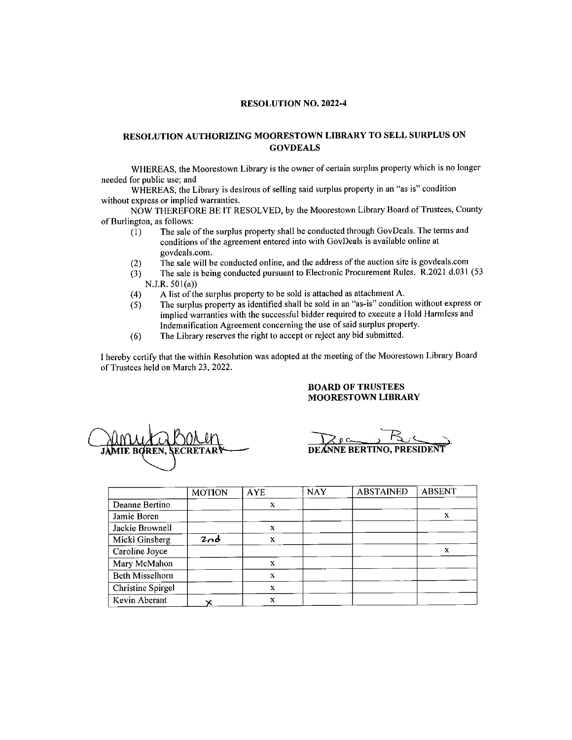**RESOLUTION NO. 2022-4**

## RESOLUTION AUTHORIZING MOORESTOWN LIBRARY TO SELL SURPLUS ON GOVDEALS

WHEREAS, the Moorestown Library is the owner of certain surplus property which is no longer needed for public use; and

WHEREAS, the Library is desirous of selling said surplus property in an "as is" condition without express or implied warranties.

NOW THEREFORE BE IT RESOLVED, by the Moorestown Library Board of Trustees, County of Burlington, as follows:

(1) The sale of the surplus property shall be conducted through GovDeals. The terms and conditions of the agreement entered into with GovDeals is available online at govdeals.com.

(2) The sale will be conducted online, and the address of the auction site is govdeals.com

(3) The sale is being conducted pursuant to Electronic Procurement Rules. R.2021 d.031 (53 N.J.R. 501(a))

(4) A list of the surplus property to be sold is attached as attachment A.

(5) The surplus property as identified shall be sold in an "as-is" condition without express or implied warranties with the successful bidder required to execute a Hold Harmless and Indemnification Agreement concerning the use of said surplus property.

(6) The Library reserves the right to accept or reject any bid submitted.

I hereby certify that the within Resolution was adopted at the meeting of the Moorestown Library Board of Trustees held on March 23, 2022.

**BOARD OF TRUSTEES**
**MOORESTOWN LIBRARY**

**JAMIE BOREN, SECRETARY**

**DEANNE BERTINO, PRESIDENT**

| | MOTION | AYE | NAY | ABSTAINED | ABSENT |
|---|---|---|---|---|---|
| Deanne Bertino | | x | | | |
| Jamie Boren | | | | | x |
| Jackie Brownell | | x | | | |
| Micki Ginsberg | 2nd | x | | | |
| Caroline Joyce | | | | | x |
| Mary McMahon | | x | | | |
| Beth Misselhorn | | x | | | |
| Christine Spirgel | | x | | | |
| Kevin Aberant | x | x | | | |